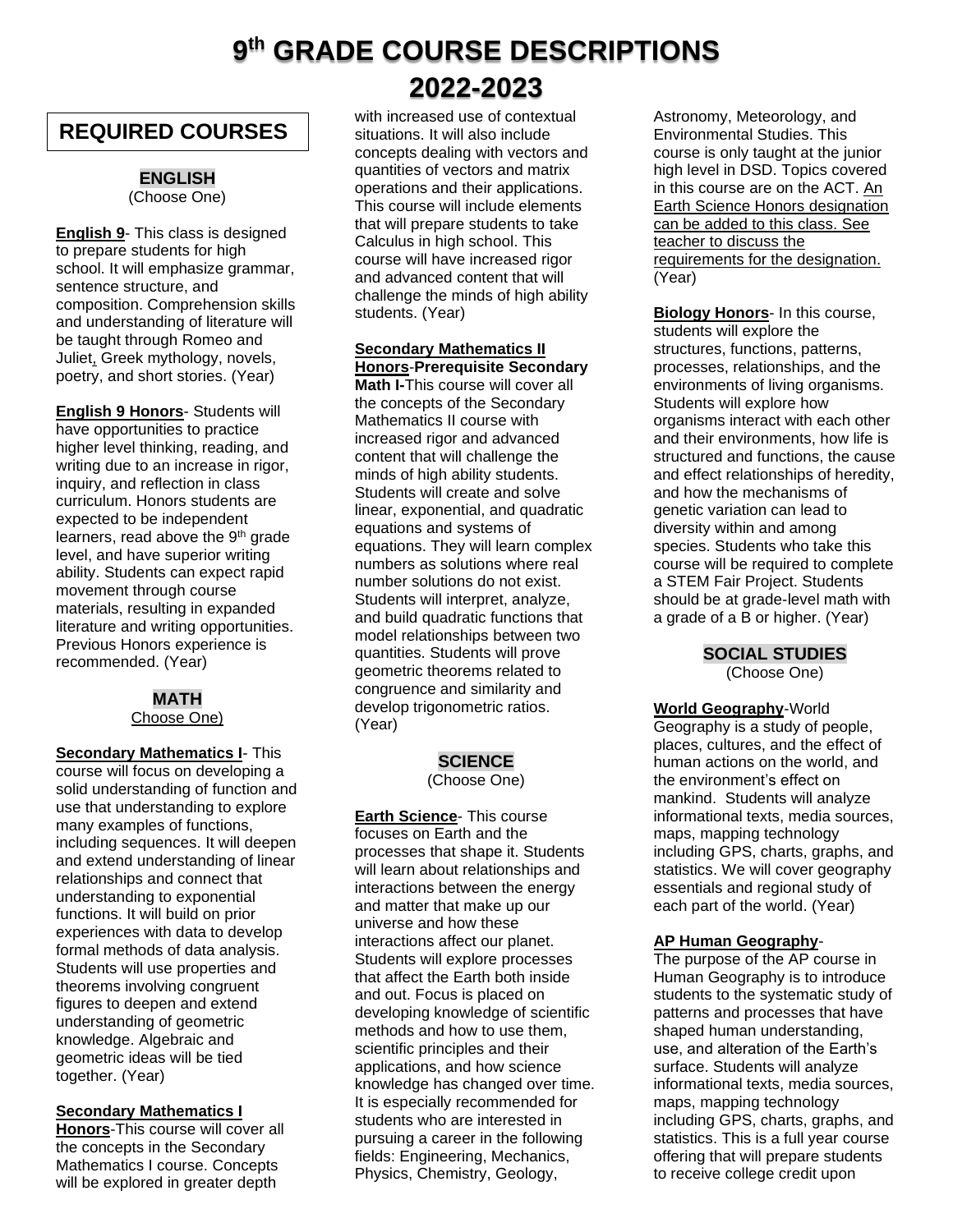# 9th GRADE COURSE DESCRIPTIONS 2022-2023

## REQUIRED COURSES

### ENGLISH

(Choose One)

**English 9**- This class is designed to prepare students for high school. It will emphasize grammar, sentence structure, and composition. Comprehension skills and understanding of literature will be taught through Romeo and Juliet, Greek mythology, novels, poetry, and short stories. (Year)

**English 9 Honors**- Students will have opportunities to practice higher level thinking, reading, and writing due to an increase in rigor, inquiry, and reflection in class curriculum. Honors students are expected to be independent learners, read above the 9th grade level, and have superior writing ability. Students can expect rapid movement through course materials, resulting in expanded literature and writing opportunities. Previous Honors experience is recommended. (Year)

### MATH

Choose One)

**Secondary Mathematics I**- This course will focus on developing a solid understanding of function and use that understanding to explore many examples of functions, including sequences. It will deepen and extend understanding of linear relationships and connect that understanding to exponential functions. It will build on prior experiences with data to develop formal methods of data analysis. Students will use properties and theorems involving congruent figures to deepen and extend understanding of geometric knowledge. Algebraic and geometric ideas will be tied together. (Year)

**Secondary Mathematics I Honors**-This course will cover all the concepts in the Secondary Mathematics I course. Concepts will be explored in greater depth with increased use of contextual situations. It will also include concepts dealing with vectors and quantities of vectors and matrix operations and their applications. This course will include elements that will prepare students to take Calculus in high school. This course will have increased rigor and advanced content that will challenge the minds of high ability students. (Year)

**Secondary Mathematics II Honors**-**Prerequisite Secondary Math I-**This course will cover all the concepts of the Secondary Mathematics II course with increased rigor and advanced content that will challenge the minds of high ability students. Students will create and solve linear, exponential, and quadratic equations and systems of equations. They will learn complex numbers as solutions where real number solutions do not exist. Students will interpret, analyze, and build quadratic functions that model relationships between two quantities. Students will prove geometric theorems related to congruence and similarity and develop trigonometric ratios. (Year)

### SCIENCE

(Choose One)

**Earth Science**- This course focuses on Earth and the processes that shape it. Students will learn about relationships and interactions between the energy and matter that make up our universe and how these interactions affect our planet. Students will explore processes that affect the Earth both inside and out. Focus is placed on developing knowledge of scientific methods and how to use them, scientific principles and their applications, and how science knowledge has changed over time. It is especially recommended for students who are interested in pursuing a career in the following fields: Engineering, Mechanics, Physics, Chemistry, Geology, Astronomy, Meteorology, and Environmental Studies. This course is only taught at the junior high level in DSD. Topics covered in this course are on the ACT. An Earth Science Honors designation can be added to this class. See teacher to discuss the requirements for the designation. (Year)

**Biology Honors**- In this course, students will explore the structures, functions, patterns, processes, relationships, and the environments of living organisms. Students will explore how organisms interact with each other and their environments, how life is structured and functions, the cause and effect relationships of heredity, and how the mechanisms of genetic variation can lead to diversity within and among species. Students who take this course will be required to complete a STEM Fair Project. Students should be at grade-level math with a grade of a B or higher. (Year)

### SOCIAL STUDIES

(Choose One)

**World Geography**-World Geography is a study of people, places, cultures, and the effect of human actions on the world, and the environment's effect on mankind. Students will analyze informational texts, media sources, maps, mapping technology including GPS, charts, graphs, and statistics. We will cover geography essentials and regional study of each part of the world. (Year)

**AP Human Geography**-
The purpose of the AP course in Human Geography is to introduce students to the systematic study of patterns and processes that have shaped human understanding, use, and alteration of the Earth's surface. Students will analyze informational texts, media sources, maps, mapping technology including GPS, charts, graphs, and statistics. This is a full year course offering that will prepare students to receive college credit upon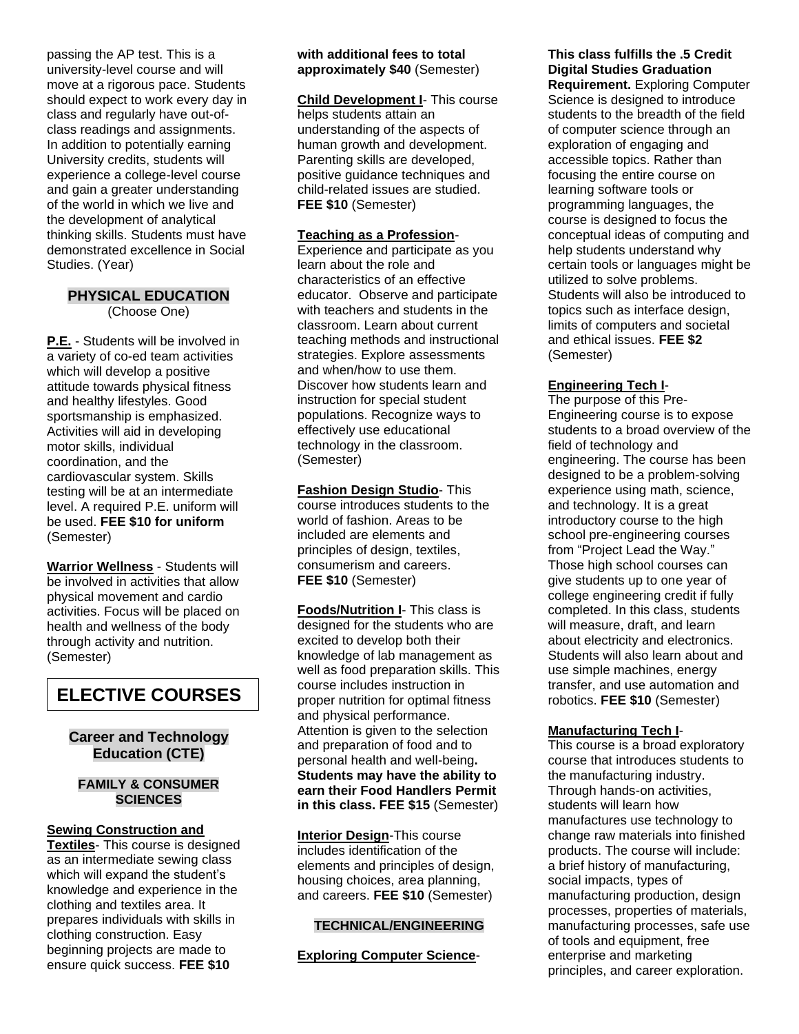passing the AP test. This is a university-level course and will move at a rigorous pace. Students should expect to work every day in class and regularly have out-of-class readings and assignments. In addition to potentially earning University credits, students will experience a college-level course and gain a greater understanding of the world in which we live and the development of analytical thinking skills. Students must have demonstrated excellence in Social Studies. (Year)

### PHYSICAL EDUCATION

(Choose One)

**P.E.** - Students will be involved in a variety of co-ed team activities which will develop a positive attitude towards physical fitness and healthy lifestyles. Good sportsmanship is emphasized. Activities will aid in developing motor skills, individual coordination, and the cardiovascular system. Skills testing will be at an intermediate level. A required P.E. uniform will be used. **FEE $10 for uniform** (Semester)

**Warrior Wellness** - Students will be involved in activities that allow physical movement and cardio activities. Focus will be placed on health and wellness of the body through activity and nutrition. (Semester)

# ELECTIVE COURSES

## Career and Technology Education (CTE)

### FAMILY & CONSUMER SCIENCES

**Sewing Construction and Textiles**- This course is designed as an intermediate sewing class which will expand the student's knowledge and experience in the clothing and textiles area. It prepares individuals with skills in clothing construction. Easy beginning projects are made to ensure quick success. **FEE $10 with additional fees to total approximately $40** (Semester)

**Child Development I**- This course helps students attain an understanding of the aspects of human growth and development. Parenting skills are developed, positive guidance techniques and child-related issues are studied. **FEE $10** (Semester)

**Teaching as a Profession**- Experience and participate as you learn about the role and characteristics of an effective educator. Observe and participate with teachers and students in the classroom. Learn about current teaching methods and instructional strategies. Explore assessments and when/how to use them. Discover how students learn and instruction for special student populations. Recognize ways to effectively use educational technology in the classroom. (Semester)

**Fashion Design Studio**- This course introduces students to the world of fashion. Areas to be included are elements and principles of design, textiles, consumerism and careers. **FEE $10** (Semester)

**Foods/Nutrition I**- This class is designed for the students who are excited to develop both their knowledge of lab management as well as food preparation skills. This course includes instruction in proper nutrition for optimal fitness and physical performance. Attention is given to the selection and preparation of food and to personal health and well-being**. Students may have the ability to earn their Food Handlers Permit in this class. FEE $15** (Semester)

**Interior Design**-This course includes identification of the elements and principles of design, housing choices, area planning, and careers. **FEE $10** (Semester)

### TECHNICAL/ENGINEERING

**Exploring Computer Science**- **This class fulfills the .5 Credit Digital Studies Graduation Requirement.** Exploring Computer Science is designed to introduce students to the breadth of the field of computer science through an exploration of engaging and accessible topics. Rather than focusing the entire course on learning software tools or programming languages, the course is designed to focus the conceptual ideas of computing and help students understand why certain tools or languages might be utilized to solve problems. Students will also be introduced to topics such as interface design, limits of computers and societal and ethical issues. **FEE $2** (Semester)

**Engineering Tech I**- The purpose of this Pre-Engineering course is to expose students to a broad overview of the field of technology and engineering. The course has been designed to be a problem-solving experience using math, science, and technology. It is a great introductory course to the high school pre-engineering courses from "Project Lead the Way." Those high school courses can give students up to one year of college engineering credit if fully completed. In this class, students will measure, draft, and learn about electricity and electronics. Students will also learn about and use simple machines, energy transfer, and use automation and robotics. **FEE $10** (Semester)

**Manufacturing Tech I**- This course is a broad exploratory course that introduces students to the manufacturing industry. Through hands-on activities, students will learn how manufactures use technology to change raw materials into finished products. The course will include: a brief history of manufacturing, social impacts, types of manufacturing production, design processes, properties of materials, manufacturing processes, safe use of tools and equipment, free enterprise and marketing principles, and career exploration.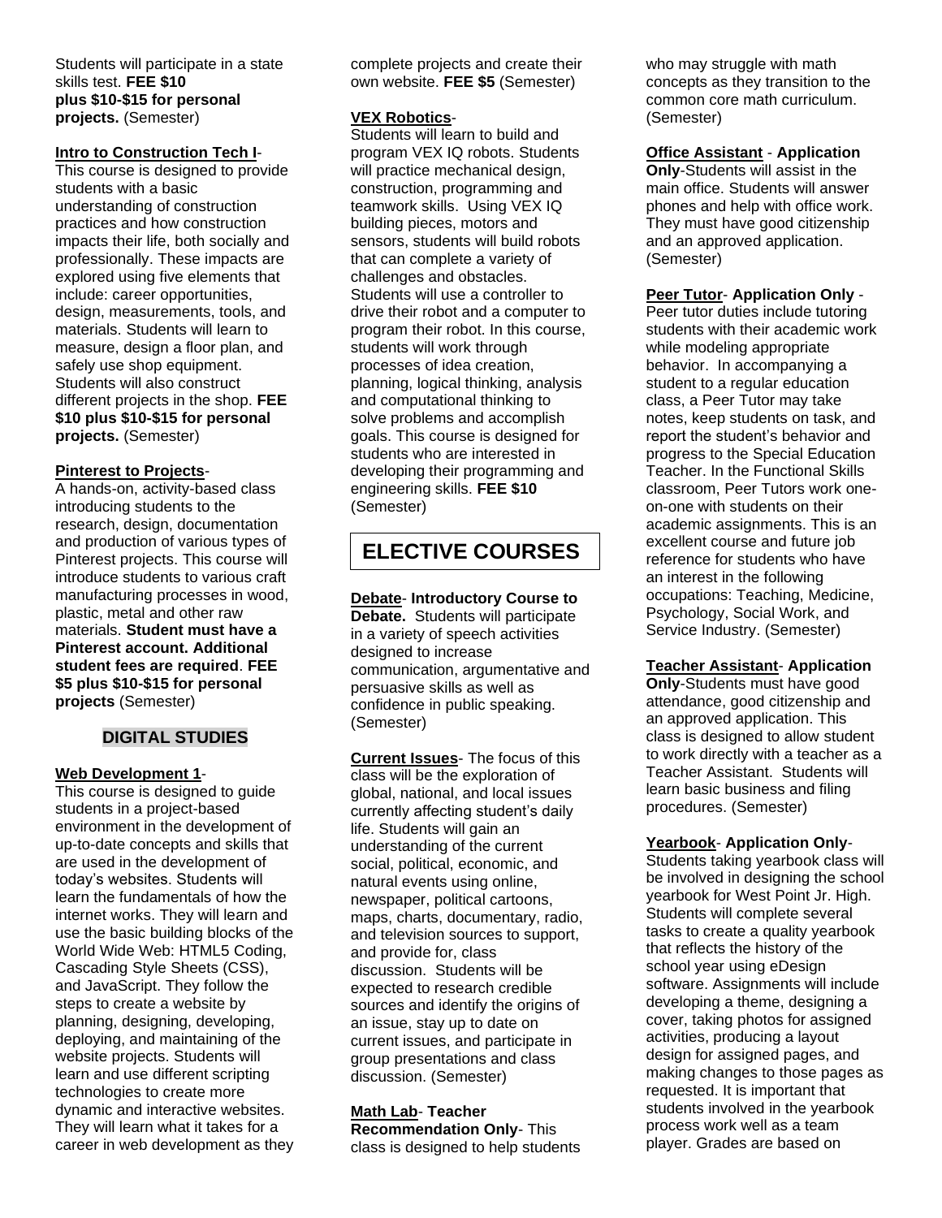Students will participate in a state skills test. **FEE $10 plus $10-$15 for personal projects.** (Semester)

**Intro to Construction Tech I**-
This course is designed to provide students with a basic understanding of construction practices and how construction impacts their life, both socially and professionally. These impacts are explored using five elements that include: career opportunities, design, measurements, tools, and materials. Students will learn to measure, design a floor plan, and safely use shop equipment. Students will also construct different projects in the shop. **FEE $10 plus $10-$15 for personal projects.** (Semester)

**Pinterest to Projects**-
A hands-on, activity-based class introducing students to the research, design, documentation and production of various types of Pinterest projects. This course will introduce students to various craft manufacturing processes in wood, plastic, metal and other raw materials. **Student must have a Pinterest account. Additional student fees are required**. **FEE $5 plus $10-$15 for personal projects** (Semester)

## DIGITAL STUDIES

**Web Development 1**-
This course is designed to guide students in a project-based environment in the development of up-to-date concepts and skills that are used in the development of today's websites. Students will learn the fundamentals of how the internet works. They will learn and use the basic building blocks of the World Wide Web: HTML5 Coding, Cascading Style Sheets (CSS), and JavaScript. They follow the steps to create a website by planning, designing, developing, deploying, and maintaining of the website projects. Students will learn and use different scripting technologies to create more dynamic and interactive websites. They will learn what it takes for a career in web development as they complete projects and create their own website. **FEE $5** (Semester)

**VEX Robotics**-
Students will learn to build and program VEX IQ robots. Students will practice mechanical design, construction, programming and teamwork skills. Using VEX IQ building pieces, motors and sensors, students will build robots that can complete a variety of challenges and obstacles. Students will use a controller to drive their robot and a computer to program their robot. In this course, students will work through processes of idea creation, planning, logical thinking, analysis and computational thinking to solve problems and accomplish goals. This course is designed for students who are interested in developing their programming and engineering skills. **FEE $10** (Semester)

# ELECTIVE COURSES

**Debate**- **Introductory Course to Debate.** Students will participate in a variety of speech activities designed to increase communication, argumentative and persuasive skills as well as confidence in public speaking. (Semester)

**Current Issues**- The focus of this class will be the exploration of global, national, and local issues currently affecting student's daily life. Students will gain an understanding of the current social, political, economic, and natural events using online, newspaper, political cartoons, maps, charts, documentary, radio, and television sources to support, and provide for, class discussion. Students will be expected to research credible sources and identify the origins of an issue, stay up to date on current issues, and participate in group presentations and class discussion. (Semester)

**Math Lab**- **Teacher Recommendation Only**- This class is designed to help students who may struggle with math concepts as they transition to the common core math curriculum. (Semester)

**Office Assistant** - **Application Only**-Students will assist in the main office. Students will answer phones and help with office work. They must have good citizenship and an approved application. (Semester)

**Peer Tutor**- **Application Only** - Peer tutor duties include tutoring students with their academic work while modeling appropriate behavior. In accompanying a student to a regular education class, a Peer Tutor may take notes, keep students on task, and report the student's behavior and progress to the Special Education Teacher. In the Functional Skills classroom, Peer Tutors work one-on-one with students on their academic assignments. This is an excellent course and future job reference for students who have an interest in the following occupations: Teaching, Medicine, Psychology, Social Work, and Service Industry. (Semester)

**Teacher Assistant**- **Application Only**-Students must have good attendance, good citizenship and an approved application. This class is designed to allow student to work directly with a teacher as a Teacher Assistant. Students will learn basic business and filing procedures. (Semester)

**Yearbook**- **Application Only**-
Students taking yearbook class will be involved in designing the school yearbook for West Point Jr. High. Students will complete several tasks to create a quality yearbook that reflects the history of the school year using eDesign software. Assignments will include developing a theme, designing a cover, taking photos for assigned activities, producing a layout design for assigned pages, and making changes to those pages as requested. It is important that students involved in the yearbook process work well as a team player. Grades are based on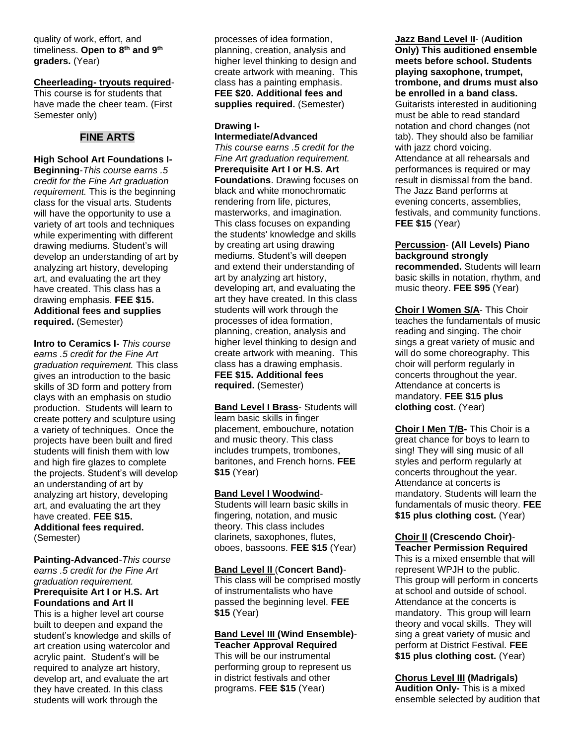quality of work, effort, and timeliness. **Open to 8th and 9th graders.** (Year)

**Cheerleading- tryouts required**- This course is for students that have made the cheer team. (First Semester only)

## FINE ARTS

**High School Art Foundations I- Beginning**-*This course earns .5 credit for the Fine Art graduation requirement.* This is the beginning class for the visual arts. Students will have the opportunity to use a variety of art tools and techniques while experimenting with different drawing mediums. Student's will develop an understanding of art by analyzing art history, developing art, and evaluating the art they have created. This class has a drawing emphasis. **FEE $15. Additional fees and supplies required.** (Semester)

**Intro to Ceramics I-** *This course earns .5 credit for the Fine Art graduation requirement.* This class gives an introduction to the basic skills of 3D form and pottery from clays with an emphasis on studio production. Students will learn to create pottery and sculpture using a variety of techniques. Once the projects have been built and fired students will finish them with low and high fire glazes to complete the projects. Student's will develop an understanding of art by analyzing art history, developing art, and evaluating the art they have created. **FEE $15. Additional fees required.** (Semester)

**Painting-Advanced**-*This course earns .5 credit for the Fine Art graduation requirement.* **Prerequisite Art I or H.S. Art Foundations and Art II** This is a higher level art course built to deepen and expand the student's knowledge and skills of art creation using watercolor and acrylic paint. Student's will be required to analyze art history, develop art, and evaluate the art they have created. In this class students will work through the processes of idea formation, planning, creation, analysis and higher level thinking to design and create artwork with meaning. This class has a painting emphasis. **FEE $20. Additional fees and supplies required.** (Semester)

**Drawing I- Intermediate/Advanced** *This course earns .5 credit for the Fine Art graduation requirement.* **Prerequisite Art I or H.S. Art Foundations**. Drawing focuses on black and white monochromatic rendering from life, pictures, masterworks, and imagination. This class focuses on expanding the students' knowledge and skills by creating art using drawing mediums. Student's will deepen and extend their understanding of art by analyzing art history, developing art, and evaluating the art they have created. In this class students will work through the processes of idea formation, planning, creation, analysis and higher level thinking to design and create artwork with meaning. This class has a drawing emphasis. **FEE $15. Additional fees required.** (Semester)

**Band Level I Brass**- Students will learn basic skills in finger placement, embouchure, notation and music theory. This class includes trumpets, trombones, baritones, and French horns. **FEE $15** (Year)

**Band Level I Woodwind**- Students will learn basic skills in fingering, notation, and music theory. This class includes clarinets, saxophones, flutes, oboes, bassoons. **FEE $15** (Year)

**Band Level II (Concert Band)**- This class will be comprised mostly of instrumentalists who have passed the beginning level. **FEE $15** (Year)

**Band Level III (Wind Ensemble)- Teacher Approval Required** This will be our instrumental performing group to represent us in district festivals and other programs. **FEE $15** (Year)

**Jazz Band Level II**- (**Audition Only) This auditioned ensemble meets before school. Students playing saxophone, trumpet, trombone, and drums must also be enrolled in a band class.** Guitarists interested in auditioning must be able to read standard notation and chord changes (not tab). They should also be familiar with jazz chord voicing. Attendance at all rehearsals and performances is required or may result in dismissal from the band. The Jazz Band performs at evening concerts, assemblies, festivals, and community functions. **FEE $15** (Year)

**Percussion**- **(All Levels) Piano background strongly recommended.** Students will learn basic skills in notation, rhythm, and music theory. **FEE $95** (Year)

**Choir I Women S/A**- This Choir teaches the fundamentals of music reading and singing. The choir sings a great variety of music and will do some choreography. This choir will perform regularly in concerts throughout the year. Attendance at concerts is mandatory. **FEE $15 plus clothing cost.** (Year)

**Choir I Men T/B-** This Choir is a great chance for boys to learn to sing! They will sing music of all styles and perform regularly at concerts throughout the year. Attendance at concerts is mandatory. Students will learn the fundamentals of music theory. **FEE $15 plus clothing cost.** (Year)

**Choir II (Crescendo Choir)- Teacher Permission Required** This is a mixed ensemble that will represent WPJH to the public. This group will perform in concerts at school and outside of school. Attendance at the concerts is mandatory. This group will learn theory and vocal skills. They will sing a great variety of music and perform at District Festival. **FEE $15 plus clothing cost.** (Year)

**Chorus Level III (Madrigals) Audition Only-** This is a mixed ensemble selected by audition that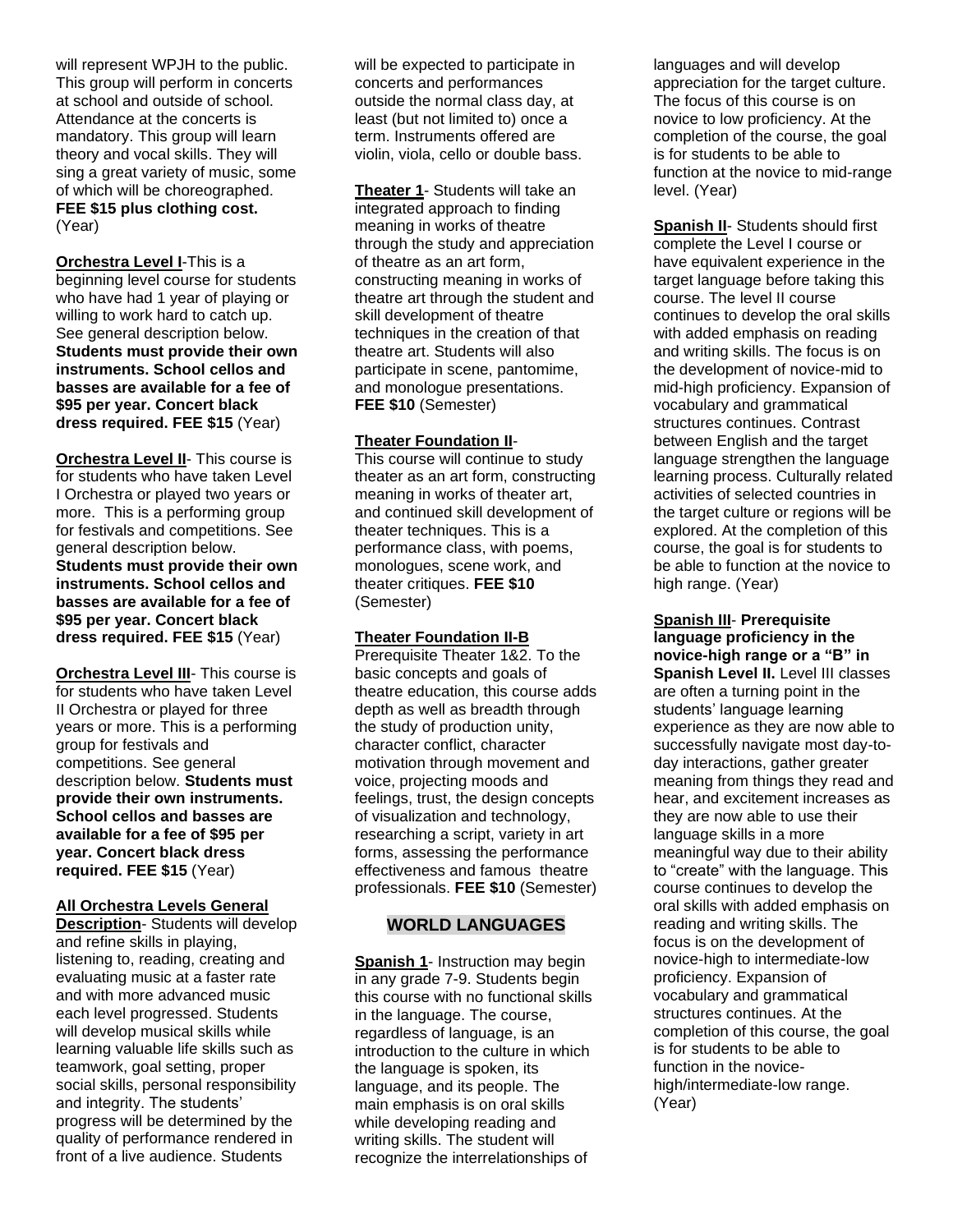will represent WPJH to the public. This group will perform in concerts at school and outside of school. Attendance at the concerts is mandatory. This group will learn theory and vocal skills. They will sing a great variety of music, some of which will be choreographed. **FEE $15 plus clothing cost.** (Year)

**Orchestra Level I**-This is a beginning level course for students who have had 1 year of playing or willing to work hard to catch up. See general description below. **Students must provide their own instruments. School cellos and basses are available for a fee of $95 per year. Concert black dress required. FEE $15** (Year)

**Orchestra Level II**- This course is for students who have taken Level I Orchestra or played two years or more. This is a performing group for festivals and competitions. See general description below. **Students must provide their own instruments. School cellos and basses are available for a fee of $95 per year. Concert black dress required. FEE $15** (Year)

**Orchestra Level III**- This course is for students who have taken Level II Orchestra or played for three years or more. This is a performing group for festivals and competitions. See general description below. **Students must provide their own instruments. School cellos and basses are available for a fee of $95 per year. Concert black dress required. FEE $15** (Year)

**All Orchestra Levels General Description**- Students will develop and refine skills in playing, listening to, reading, creating and evaluating music at a faster rate and with more advanced music each level progressed. Students will develop musical skills while learning valuable life skills such as teamwork, goal setting, proper social skills, personal responsibility and integrity. The students' progress will be determined by the quality of performance rendered in front of a live audience. Students will be expected to participate in concerts and performances outside the normal class day, at least (but not limited to) once a term. Instruments offered are violin, viola, cello or double bass.

**Theater 1**- Students will take an integrated approach to finding meaning in works of theatre through the study and appreciation of theatre as an art form, constructing meaning in works of theatre art through the student and skill development of theatre techniques in the creation of that theatre art. Students will also participate in scene, pantomime, and monologue presentations. **FEE $10** (Semester)

**Theater Foundation II**-
This course will continue to study theater as an art form, constructing meaning in works of theater art, and continued skill development of theater techniques. This is a performance class, with poems, monologues, scene work, and theater critiques. **FEE $10** (Semester)

**Theater Foundation II-B**
Prerequisite Theater 1&2. To the basic concepts and goals of theatre education, this course adds depth as well as breadth through the study of production unity, character conflict, character motivation through movement and voice, projecting moods and feelings, trust, the design concepts of visualization and technology, researching a script, variety in art forms, assessing the performance effectiveness and famous theatre professionals. **FEE $10** (Semester)

## WORLD LANGUAGES

**Spanish 1**- Instruction may begin in any grade 7-9. Students begin this course with no functional skills in the language. The course, regardless of language, is an introduction to the culture in which the language is spoken, its language, and its people. The main emphasis is on oral skills while developing reading and writing skills. The student will recognize the interrelationships of languages and will develop appreciation for the target culture. The focus of this course is on novice to low proficiency. At the completion of the course, the goal is for students to be able to function at the novice to mid-range level. (Year)

**Spanish II**- Students should first complete the Level I course or have equivalent experience in the target language before taking this course. The level II course continues to develop the oral skills with added emphasis on reading and writing skills. The focus is on the development of novice-mid to mid-high proficiency. Expansion of vocabulary and grammatical structures continues. Contrast between English and the target language strengthen the language learning process. Culturally related activities of selected countries in the target culture or regions will be explored. At the completion of this course, the goal is for students to be able to function at the novice to high range. (Year)

**Spanish III**- **Prerequisite language proficiency in the novice-high range or a "B" in Spanish Level II.** Level III classes are often a turning point in the students' language learning experience as they are now able to successfully navigate most day-to-day interactions, gather greater meaning from things they read and hear, and excitement increases as they are now able to use their language skills in a more meaningful way due to their ability to "create" with the language. This course continues to develop the oral skills with added emphasis on reading and writing skills. The focus is on the development of novice-high to intermediate-low proficiency. Expansion of vocabulary and grammatical structures continues. At the completion of this course, the goal is for students to be able to function in the novice-high/intermediate-low range. (Year)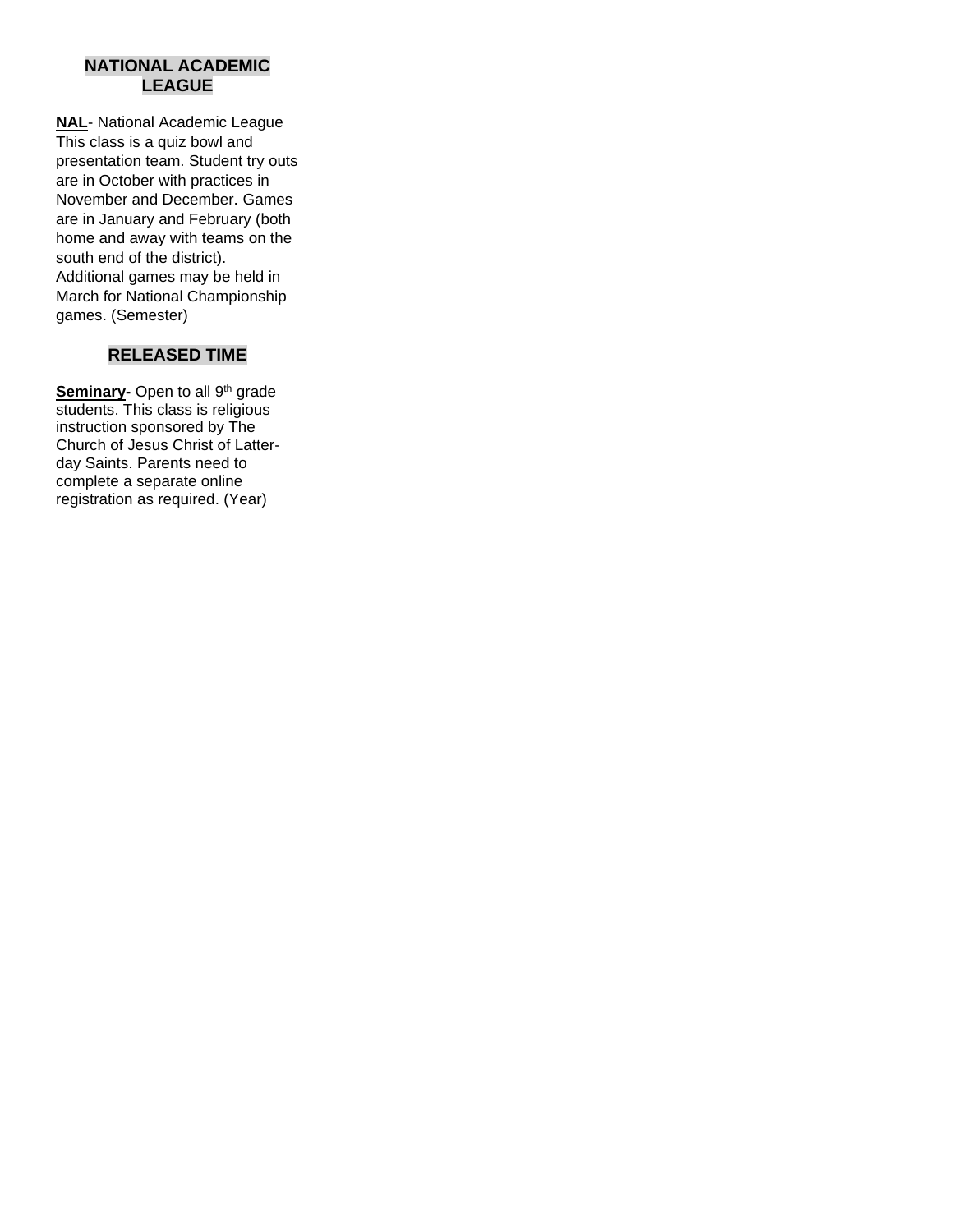## NATIONAL ACADEMIC LEAGUE

**NAL**- National Academic League This class is a quiz bowl and presentation team. Student try outs are in October with practices in November and December. Games are in January and February (both home and away with teams on the south end of the district). Additional games may be held in March for National Championship games. (Semester)

## RELEASED TIME

**Seminary-** Open to all 9th grade students. This class is religious instruction sponsored by The Church of Jesus Christ of Latter-day Saints. Parents need to complete a separate online registration as required. (Year)